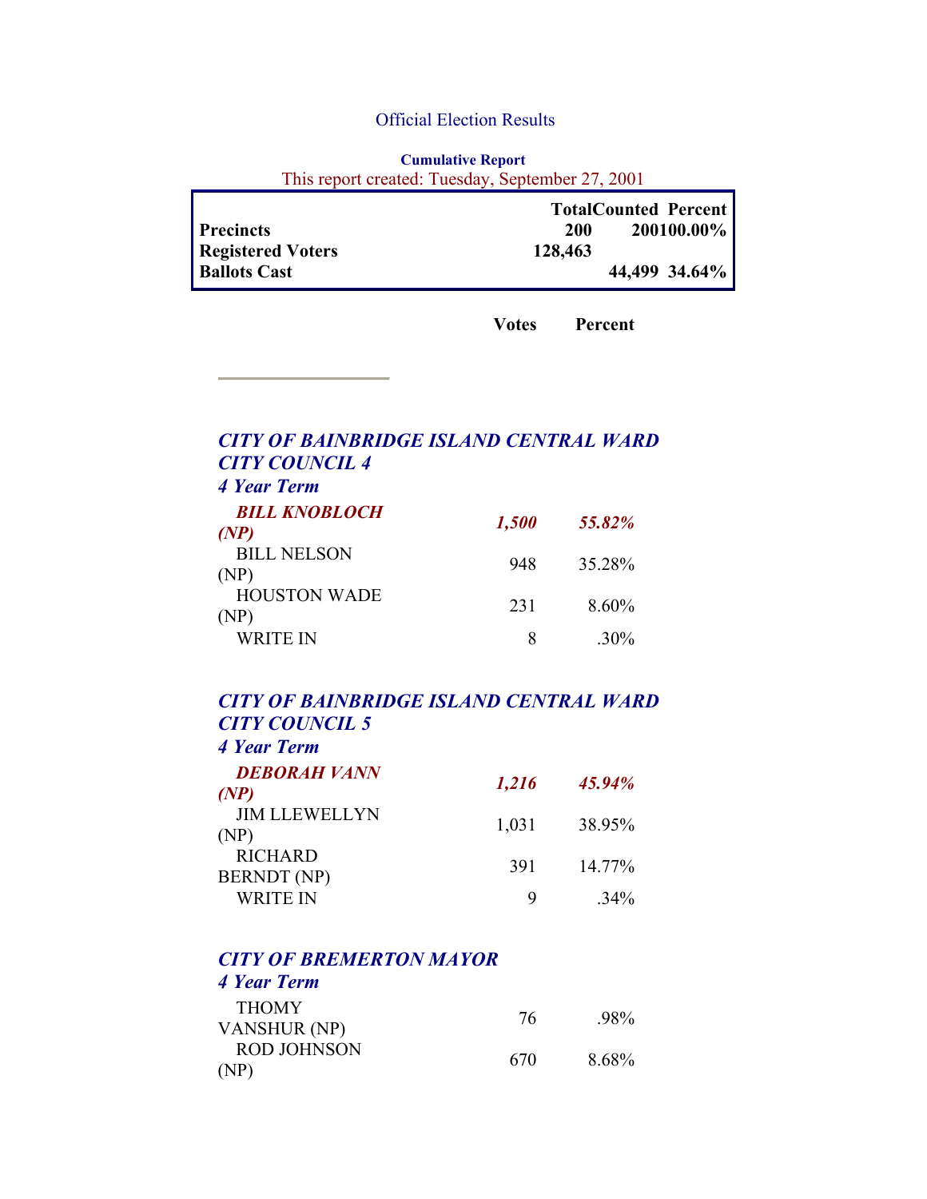# Official Election Results

**Cumulative Report**

This report created: Tuesday, September 27, 2001

| | Total | Counted | Percent |
|---|---|---|---|
| **Precincts** | **200** | **200** | **100.00%** |
| **Registered Voters** | **128,463** | | |
| **Ballots Cast** | | **44,499** | **34.64%** |

| | Votes | Percent |
|---|---|---|

### *CITY OF BAINBRIDGE ISLAND CENTRAL WARD CITY COUNCIL 4*
*4 Year Term*

| | Votes | Percent |
|---|---|---|
| ***BILL KNOBLOCH (NP)*** | ***1,500*** | ***55.82%*** |
| BILL NELSON (NP) | 948 | 35.28% |
| HOUSTON WADE (NP) | 231 | 8.60% |
| WRITE IN | 8 | .30% |

### *CITY OF BAINBRIDGE ISLAND CENTRAL WARD CITY COUNCIL 5*
*4 Year Term*

| | Votes | Percent |
|---|---|---|
| ***DEBORAH VANN (NP)*** | ***1,216*** | ***45.94%*** |
| JIM LLEWELLYN (NP) | 1,031 | 38.95% |
| RICHARD BERNDT (NP) | 391 | 14.77% |
| WRITE IN | 9 | .34% |

### *CITY OF BREMERTON MAYOR*
*4 Year Term*

| | Votes | Percent |
|---|---|---|
| THOMY VANSHUR (NP) | 76 | .98% |
| ROD JOHNSON (NP) | 670 | 8.68% |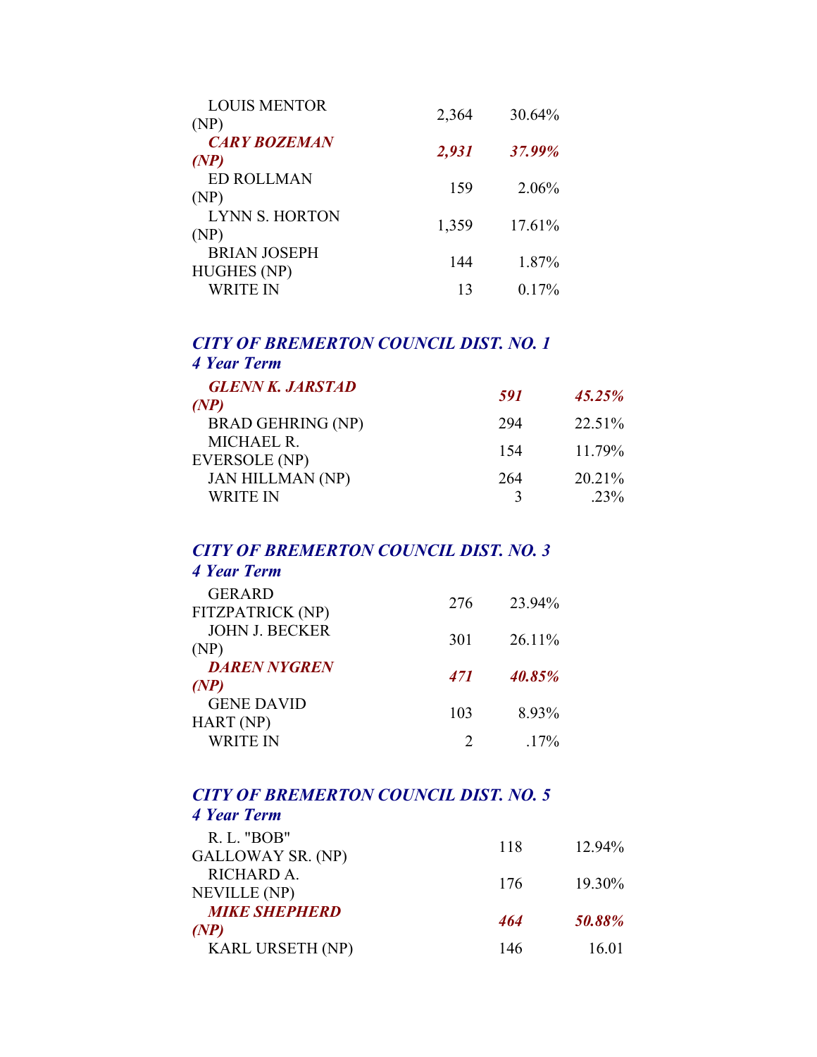| | | |
|---|---|---|
| LOUIS MENTOR (NP) | 2,364 | 30.64% |
| ***CARY BOZEMAN (NP)*** | ***2,931*** | ***37.99%*** |
| ED ROLLMAN (NP) | 159 | 2.06% |
| LYNN S. HORTON (NP) | 1,359 | 17.61% |
| BRIAN JOSEPH HUGHES (NP) | 144 | 1.87% |
| WRITE IN | 13 | 0.17% |

### *CITY OF BREMERTON COUNCIL DIST. NO. 1*
***4 Year Term***

| | | |
|---|---|---|
| ***GLENN K. JARSTAD (NP)*** | ***591*** | ***45.25%*** |
| BRAD GEHRING (NP) | 294 | 22.51% |
| MICHAEL R. EVERSOLE (NP) | 154 | 11.79% |
| JAN HILLMAN (NP) | 264 | 20.21% |
| WRITE IN | 3 | .23% |

### *CITY OF BREMERTON COUNCIL DIST. NO. 3*
***4 Year Term***

| | | |
|---|---|---|
| GERARD FITZPATRICK (NP) | 276 | 23.94% |
| JOHN J. BECKER (NP) | 301 | 26.11% |
| ***DAREN NYGREN (NP)*** | ***471*** | ***40.85%*** |
| GENE DAVID HART (NP) | 103 | 8.93% |
| WRITE IN | 2 | .17% |

### *CITY OF BREMERTON COUNCIL DIST. NO. 5*
***4 Year Term***

| | | |
|---|---|---|
| R. L. "BOB" GALLOWAY SR. (NP) | 118 | 12.94% |
| RICHARD A. NEVILLE (NP) | 176 | 19.30% |
| ***MIKE SHEPHERD (NP)*** | ***464*** | ***50.88%*** |
| KARL URSETH (NP) | 146 | 16.01 |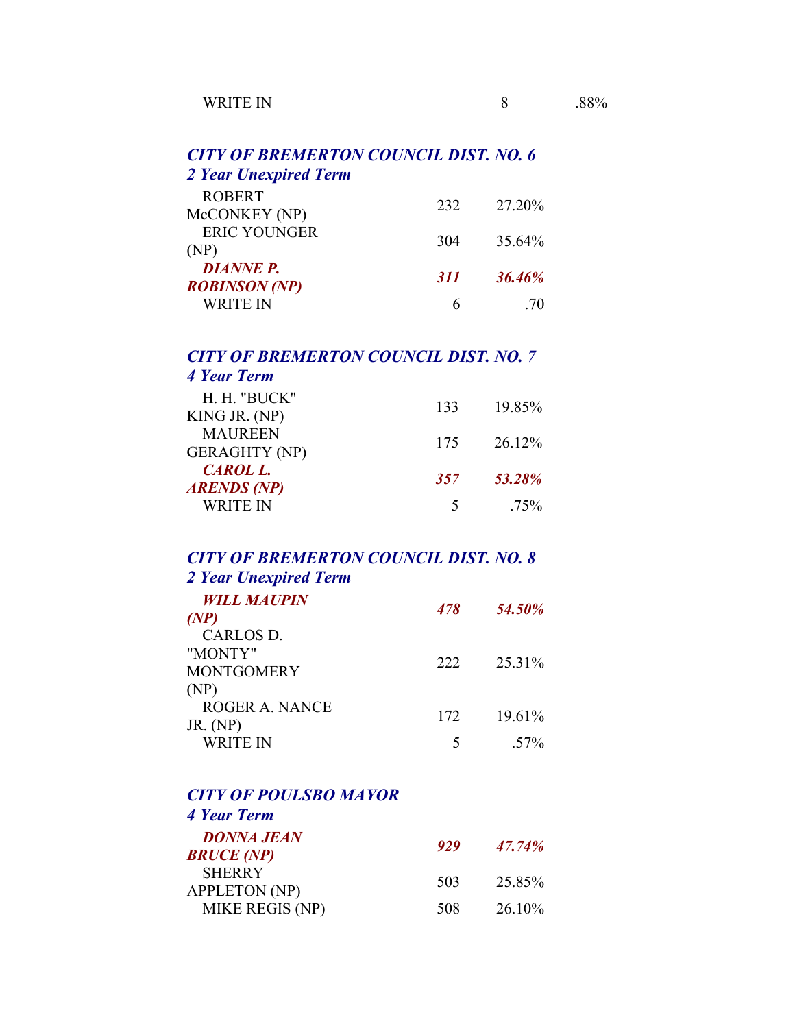| | | |
|---|---|---|
| WRITE IN | 8 | .88% |

***CITY OF BREMERTON COUNCIL DIST. NO. 6***
***2 Year Unexpired Term***

| | | |
|---|---|---|
| ROBERT McCONKEY (NP) | 232 | 27.20% |
| ERIC YOUNGER (NP) | 304 | 35.64% |
| ***DIANNE P. ROBINSON (NP)*** | ***311*** | ***36.46%*** |
| WRITE IN | 6 | .70 |

***CITY OF BREMERTON COUNCIL DIST. NO. 7***
***4 Year Term***

| | | |
|---|---|---|
| H. H. "BUCK" KING JR. (NP) | 133 | 19.85% |
| MAUREEN GERAGHTY (NP) | 175 | 26.12% |
| ***CAROL L. ARENDS (NP)*** | ***357*** | ***53.28%*** |
| WRITE IN | 5 | .75% |

***CITY OF BREMERTON COUNCIL DIST. NO. 8***
***2 Year Unexpired Term***

| | | |
|---|---|---|
| ***WILL MAUPIN (NP)*** | ***478*** | ***54.50%*** |
| CARLOS D. "MONTY" MONTGOMERY (NP) | 222 | 25.31% |
| ROGER A. NANCE JR. (NP) | 172 | 19.61% |
| WRITE IN | 5 | .57% |

***CITY OF POULSBO MAYOR***
***4 Year Term***

| | | |
|---|---|---|
| ***DONNA JEAN BRUCE (NP)*** | ***929*** | ***47.74%*** |
| SHERRY APPLETON (NP) | 503 | 25.85% |
| MIKE REGIS (NP) | 508 | 26.10% |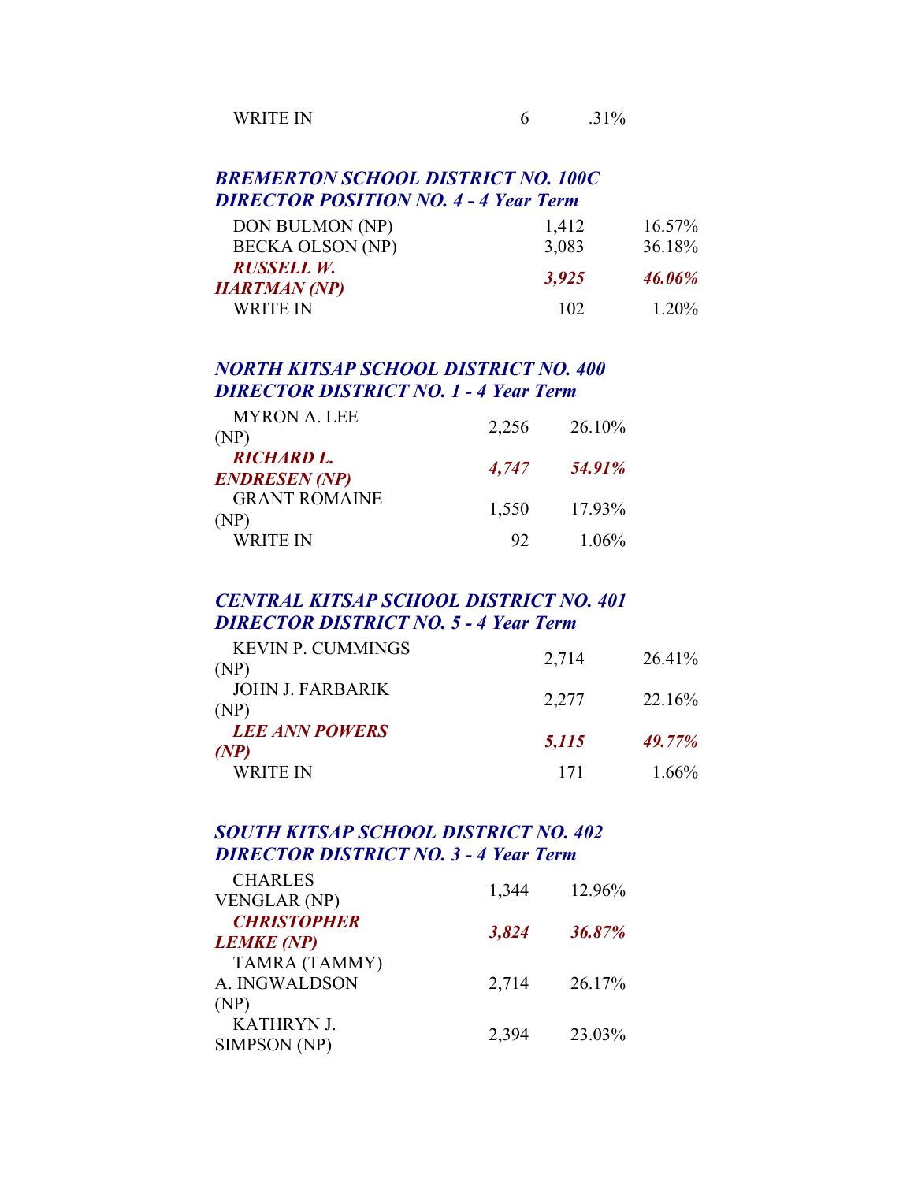| | | |
|---|---|---|
| WRITE IN | 6 | .31% |

***BREMERTON SCHOOL DISTRICT NO. 100C***
***DIRECTOR POSITION NO. 4 - 4 Year Term***

| | | |
|---|---|---|
| DON BULMON (NP) | 1,412 | 16.57% |
| BECKA OLSON (NP) | 3,083 | 36.18% |
| ***RUSSELL W. HARTMAN (NP)*** | ***3,925*** | ***46.06%*** |
| WRITE IN | 102 | 1.20% |

***NORTH KITSAP SCHOOL DISTRICT NO. 400***
***DIRECTOR DISTRICT NO. 1 - 4 Year Term***

| | | |
|---|---|---|
| MYRON A. LEE (NP) | 2,256 | 26.10% |
| ***RICHARD L. ENDRESEN (NP)*** | ***4,747*** | ***54.91%*** |
| GRANT ROMAINE (NP) | 1,550 | 17.93% |
| WRITE IN | 92 | 1.06% |

***CENTRAL KITSAP SCHOOL DISTRICT NO. 401***
***DIRECTOR DISTRICT NO. 5 - 4 Year Term***

| | | |
|---|---|---|
| KEVIN P. CUMMINGS (NP) | 2,714 | 26.41% |
| JOHN J. FARBARIK (NP) | 2,277 | 22.16% |
| ***LEE ANN POWERS (NP)*** | ***5,115*** | ***49.77%*** |
| WRITE IN | 171 | 1.66% |

***SOUTH KITSAP SCHOOL DISTRICT NO. 402***
***DIRECTOR DISTRICT NO. 3 - 4 Year Term***

| | | |
|---|---|---|
| CHARLES VENGLAR (NP) | 1,344 | 12.96% |
| ***CHRISTOPHER LEMKE (NP)*** | ***3,824*** | ***36.87%*** |
| TAMRA (TAMMY) A. INGWALDSON (NP) | 2,714 | 26.17% |
| KATHRYN J. SIMPSON (NP) | 2,394 | 23.03% |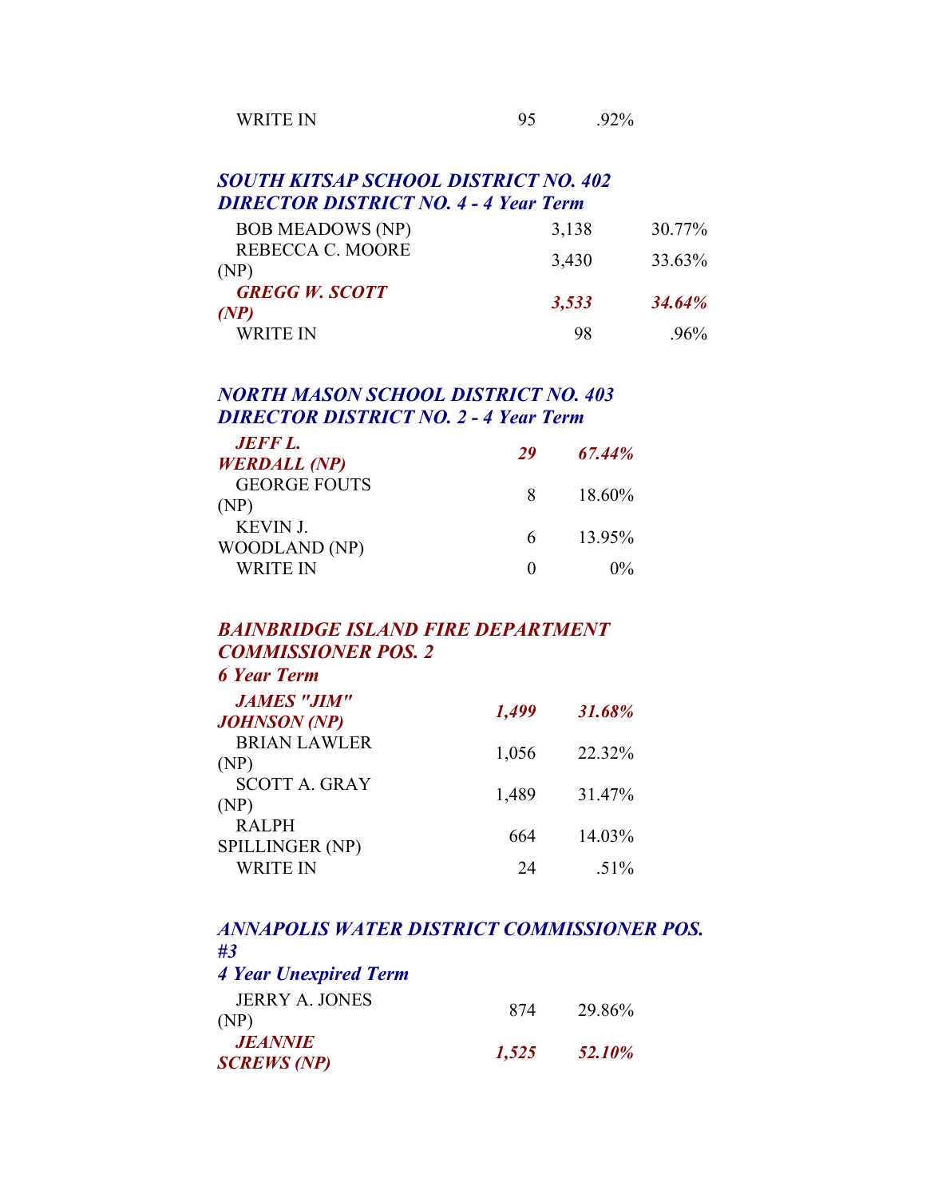| | | |
|---|---|---|
| WRITE IN | 95 | .92% |

### *SOUTH KITSAP SCHOOL DISTRICT NO. 402*
### *DIRECTOR DISTRICT NO. 4 - 4 Year Term*

| Candidate | Votes | Percent |
|---|---|---|
| BOB MEADOWS (NP) | 3,138 | 30.77% |
| REBECCA C. MOORE (NP) | 3,430 | 33.63% |
| ***GREGG W. SCOTT (NP)*** | ***3,533*** | ***34.64%*** |
| WRITE IN | 98 | .96% |

### *NORTH MASON SCHOOL DISTRICT NO. 403*
### *DIRECTOR DISTRICT NO. 2 - 4 Year Term*

| Candidate | Votes | Percent |
|---|---|---|
| ***JEFF L. WERDALL (NP)*** | ***29*** | ***67.44%*** |
| GEORGE FOUTS (NP) | 8 | 18.60% |
| KEVIN J. WOODLAND (NP) | 6 | 13.95% |
| WRITE IN | 0 | 0% |

### *BAINBRIDGE ISLAND FIRE DEPARTMENT COMMISSIONER POS. 2*
### *6 Year Term*

| Candidate | Votes | Percent |
|---|---|---|
| ***JAMES "JIM" JOHNSON (NP)*** | ***1,499*** | ***31.68%*** |
| BRIAN LAWLER (NP) | 1,056 | 22.32% |
| SCOTT A. GRAY (NP) | 1,489 | 31.47% |
| RALPH SPILLINGER (NP) | 664 | 14.03% |
| WRITE IN | 24 | .51% |

### *ANNAPOLIS WATER DISTRICT COMMISSIONER POS. #3*
### *4 Year Unexpired Term*

| Candidate | Votes | Percent |
|---|---|---|
| JERRY A. JONES (NP) | 874 | 29.86% |
| ***JEANNIE SCREWS (NP)*** | ***1,525*** | ***52.10%*** |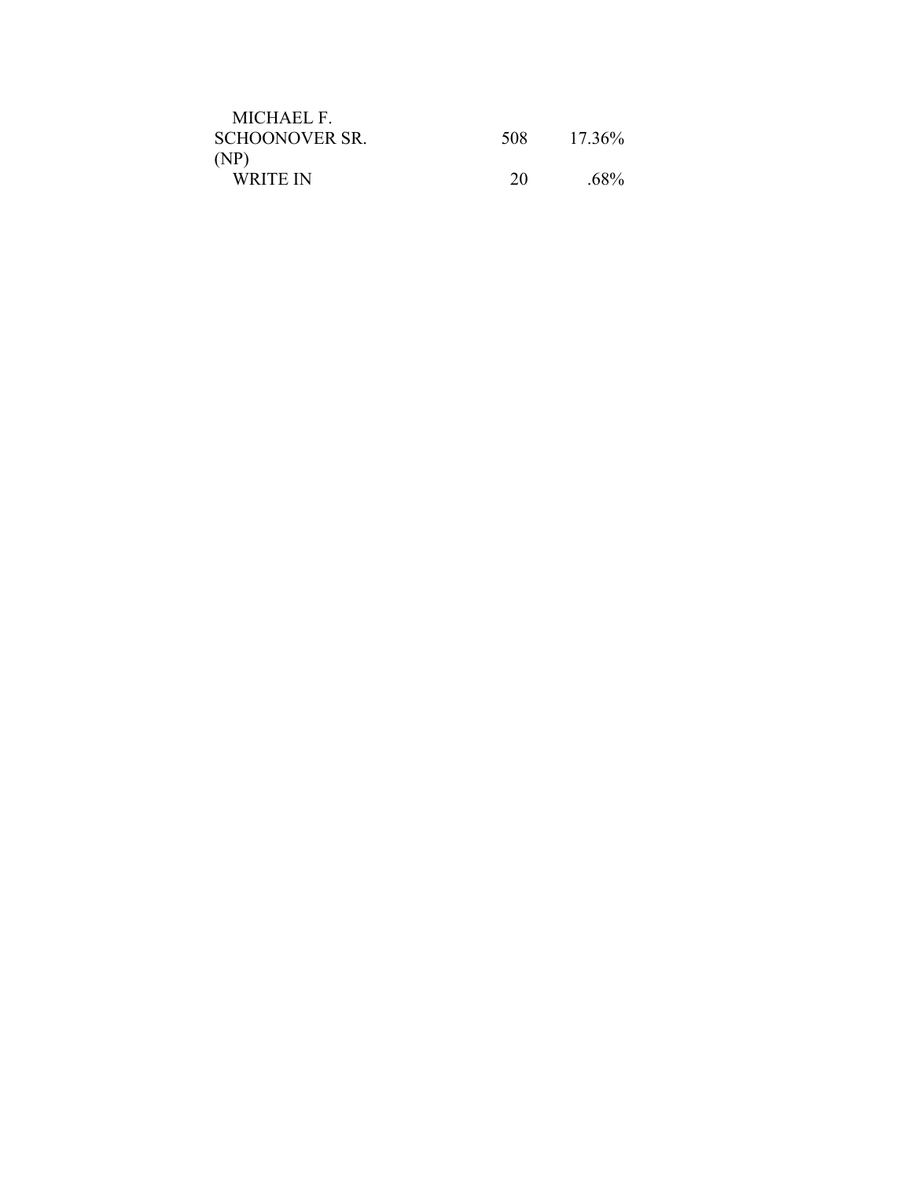| | | |
|---|---|---|
| MICHAEL F. SCHOONOVER SR. (NP) | 508 | 17.36% |
| WRITE IN | 20 | .68% |